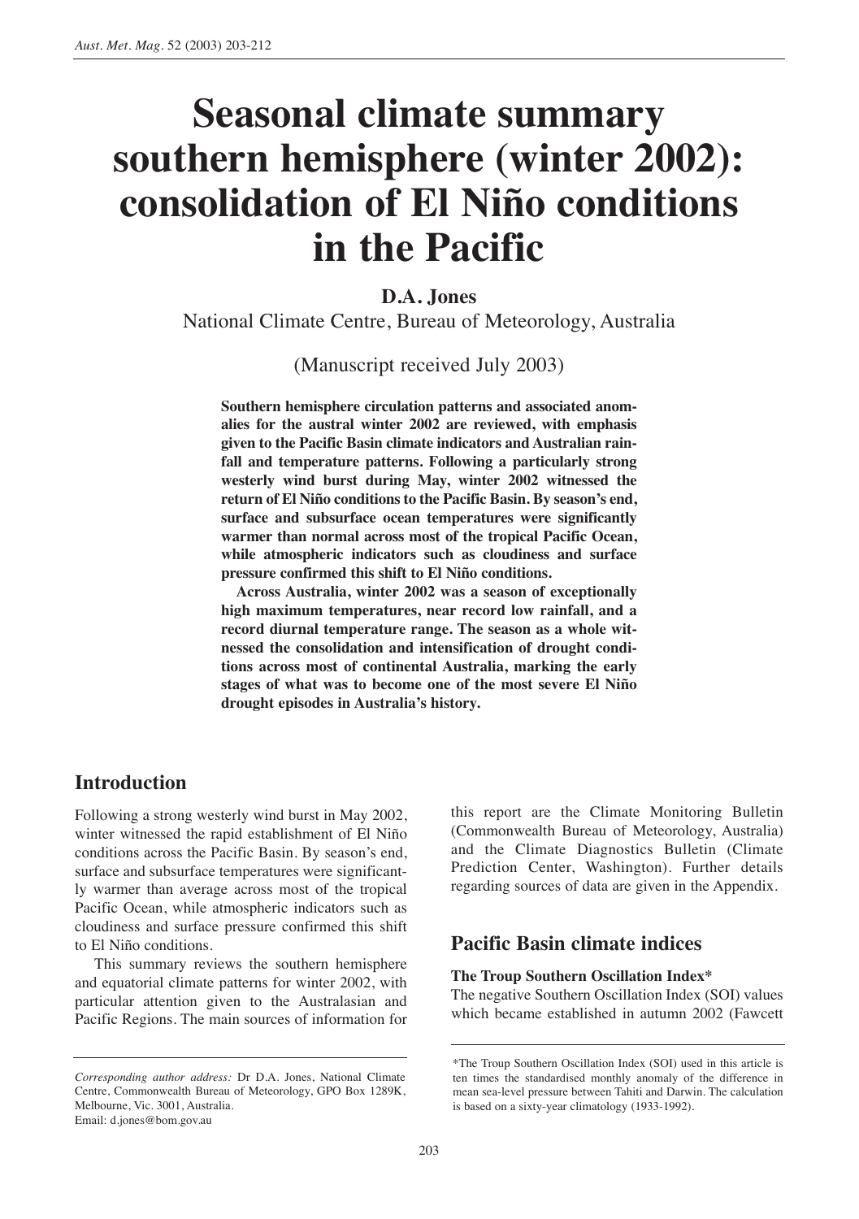# Seasonal climate summary southern hemisphere (winter 2002): consolidation of El Niño conditions in the Pacific

**D.A. Jones**

National Climate Centre, Bureau of Meteorology, Australia

(Manuscript received July 2003)

**Southern hemisphere circulation patterns and associated anomalies for the austral winter 2002 are reviewed, with emphasis given to the Pacific Basin climate indicators and Australian rainfall and temperature patterns. Following a particularly strong westerly wind burst during May, winter 2002 witnessed the return of El Niño conditions to the Pacific Basin. By season's end, surface and subsurface ocean temperatures were significantly warmer than normal across most of the tropical Pacific Ocean, while atmospheric indicators such as cloudiness and surface pressure confirmed this shift to El Niño conditions.**

**Across Australia, winter 2002 was a season of exceptionally high maximum temperatures, near record low rainfall, and a record diurnal temperature range. The season as a whole witnessed the consolidation and intensification of drought conditions across most of continental Australia, marking the early stages of what was to become one of the most severe El Niño drought episodes in Australia's history.**

## Introduction

Following a strong westerly wind burst in May 2002, winter witnessed the rapid establishment of El Niño conditions across the Pacific Basin. By season's end, surface and subsurface temperatures were significantly warmer than average across most of the tropical Pacific Ocean, while atmospheric indicators such as cloudiness and surface pressure confirmed this shift to El Niño conditions.

This summary reviews the southern hemisphere and equatorial climate patterns for winter 2002, with particular attention given to the Australasian and Pacific Regions. The main sources of information for this report are the Climate Monitoring Bulletin (Commonwealth Bureau of Meteorology, Australia) and the Climate Diagnostics Bulletin (Climate Prediction Center, Washington). Further details regarding sources of data are given in the Appendix.

*Corresponding author address:* Dr D.A. Jones, National Climate Centre, Commonwealth Bureau of Meteorology, GPO Box 1289K, Melbourne, Vic. 3001, Australia.
Email: d.jones@bom.gov.au

## Pacific Basin climate indices

### The Troup Southern Oscillation Index*

The negative Southern Oscillation Index (SOI) values which became established in autumn 2002 (Fawcett

*The Troup Southern Oscillation Index (SOI) used in this article is ten times the standardised monthly anomaly of the difference in mean sea-level pressure between Tahiti and Darwin. The calculation is based on a sixty-year climatology (1933-1992).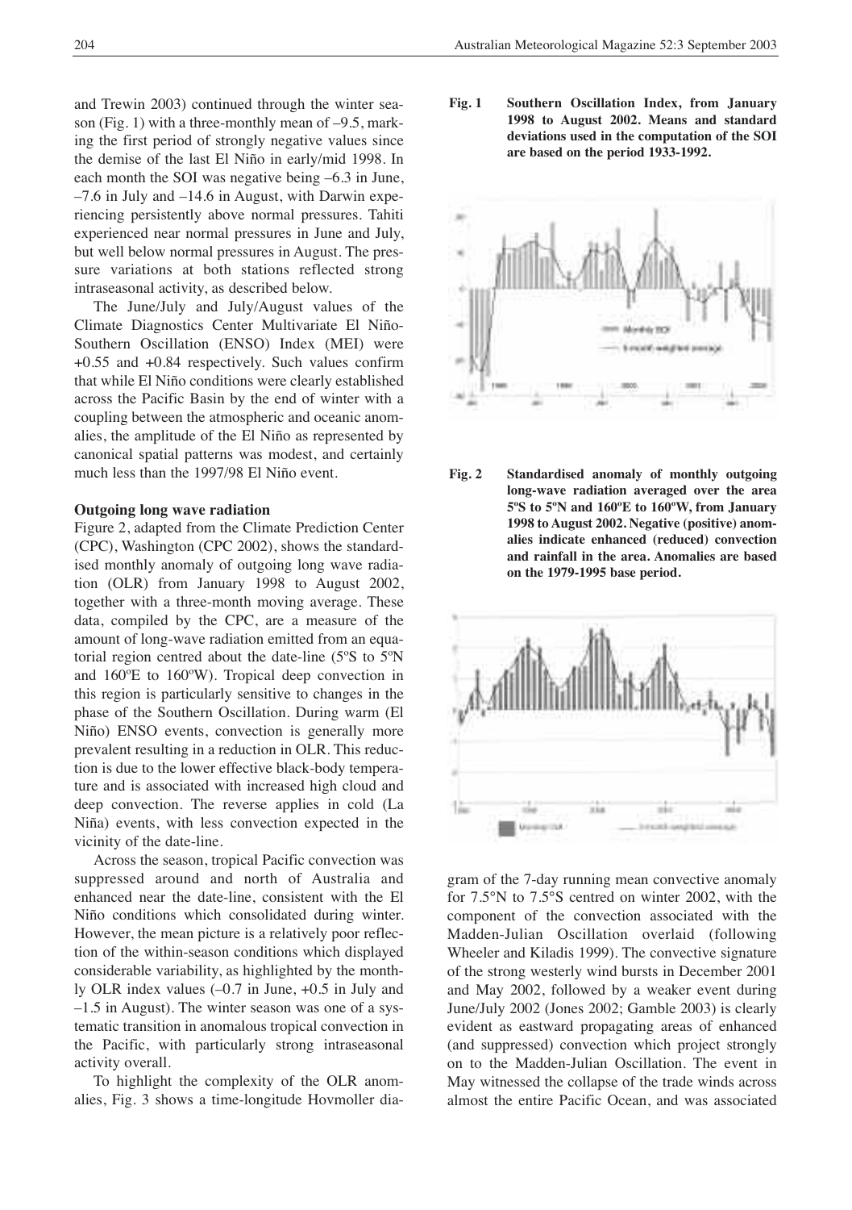and Trewin 2003) continued through the winter season (Fig. 1) with a three-monthly mean of –9.5, marking the first period of strongly negative values since the demise of the last El Niño in early/mid 1998. In each month the SOI was negative being –6.3 in June, –7.6 in July and –14.6 in August, with Darwin experiencing persistently above normal pressures. Tahiti experienced near normal pressures in June and July, but well below normal pressures in August. The pressure variations at both stations reflected strong intraseasonal activity, as described below.

The June/July and July/August values of the Climate Diagnostics Center Multivariate El Niño-Southern Oscillation (ENSO) Index (MEI) were +0.55 and +0.84 respectively. Such values confirm that while El Niño conditions were clearly established across the Pacific Basin by the end of winter with a coupling between the atmospheric and oceanic anomalies, the amplitude of the El Niño as represented by canonical spatial patterns was modest, and certainly much less than the 1997/98 El Niño event.

### Outgoing long wave radiation

Figure 2, adapted from the Climate Prediction Center (CPC), Washington (CPC 2002), shows the standardised monthly anomaly of outgoing long wave radiation (OLR) from January 1998 to August 2002, together with a three-month moving average. These data, compiled by the CPC, are a measure of the amount of long-wave radiation emitted from an equatorial region centred about the date-line (5ºS to 5ºN and 160ºE to 160ºW). Tropical deep convection in this region is particularly sensitive to changes in the phase of the Southern Oscillation. During warm (El Niño) ENSO events, convection is generally more prevalent resulting in a reduction in OLR. This reduction is due to the lower effective black-body temperature and is associated with increased high cloud and deep convection. The reverse applies in cold (La Niña) events, with less convection expected in the vicinity of the date-line.

Across the season, tropical Pacific convection was suppressed around and north of Australia and enhanced near the date-line, consistent with the El Niño conditions which consolidated during winter. However, the mean picture is a relatively poor reflection of the within-season conditions which displayed considerable variability, as highlighted by the monthly OLR index values (–0.7 in June, +0.5 in July and –1.5 in August). The winter season was one of a systematic transition in anomalous tropical convection in the Pacific, with particularly strong intraseasonal activity overall.

To highlight the complexity of the OLR anomalies, Fig. 3 shows a time-longitude Hovmoller diagram of the 7-day running mean convective anomaly for 7.5°N to 7.5°S centred on winter 2002, with the component of the convection associated with the Madden-Julian Oscillation overlaid (following Wheeler and Kiladis 1999). The convective signature of the strong westerly wind bursts in December 2001 and May 2002, followed by a weaker event during June/July 2002 (Jones 2002; Gamble 2003) is clearly evident as eastward propagating areas of enhanced (and suppressed) convection which project strongly on to the Madden-Julian Oscillation. The event in May witnessed the collapse of the trade winds across almost the entire Pacific Ocean, and was associated

**Fig. 1** **Southern Oscillation Index, from January 1998 to August 2002. Means and standard deviations used in the computation of the SOI are based on the period 1933-1992.**

**Fig. 2** **Standardised anomaly of monthly outgoing long-wave radiation averaged over the area 5ºS to 5ºN and 160ºE to 160ºW, from January 1998 to August 2002. Negative (positive) anomalies indicate enhanced (reduced) convection and rainfall in the area. Anomalies are based on the 1979-1995 base period.**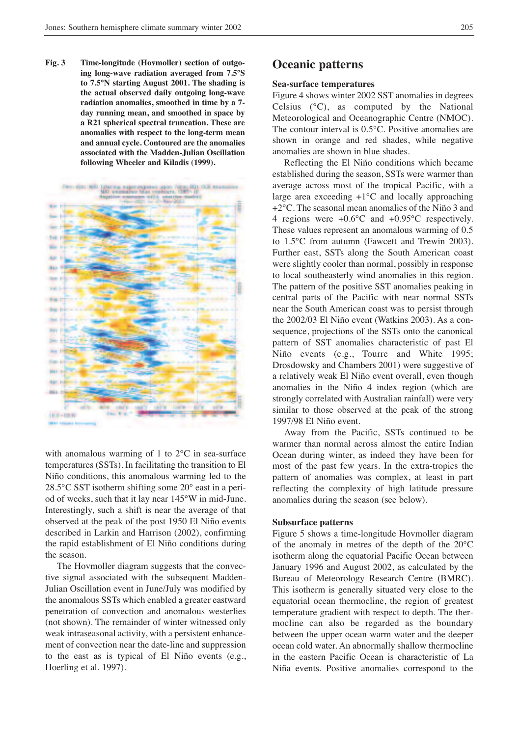**Fig. 3 Time-longitude (Hovmoller) section of outgoing long-wave radiation averaged from 7.5°S to 7.5°N starting August 2001. The shading is the actual observed daily outgoing long-wave radiation anomalies, smoothed in time by a 7-day running mean, and smoothed in space by a R21 spherical spectral truncation. These are anomalies with respect to the long-term mean and annual cycle. Contoured are the anomalies associated with the Madden-Julian Oscillation following Wheeler and Kiladis (1999).**

with anomalous warming of 1 to 2°C in sea-surface temperatures (SSTs). In facilitating the transition to El Niño conditions, this anomalous warming led to the 28.5°C SST isotherm shifting some 20° east in a period of weeks, such that it lay near 145°W in mid-June. Interestingly, such a shift is near the average of that observed at the peak of the post 1950 El Niño events described in Larkin and Harrison (2002), confirming the rapid establishment of El Niño conditions during the season.

The Hovmoller diagram suggests that the convective signal associated with the subsequent Madden-Julian Oscillation event in June/July was modified by the anomalous SSTs which enabled a greater eastward penetration of convection and anomalous westerlies (not shown). The remainder of winter witnessed only weak intraseasonal activity, with a persistent enhancement of convection near the date-line and suppression to the east as is typical of El Niño events (e.g., Hoerling et al. 1997).

## Oceanic patterns

### Sea-surface temperatures

Figure 4 shows winter 2002 SST anomalies in degrees Celsius (°C), as computed by the National Meteorological and Oceanographic Centre (NMOC). The contour interval is 0.5°C. Positive anomalies are shown in orange and red shades, while negative anomalies are shown in blue shades.

Reflecting the El Niño conditions which became established during the season, SSTs were warmer than average across most of the tropical Pacific, with a large area exceeding +1°C and locally approaching +2°C. The seasonal mean anomalies of the Niño 3 and 4 regions were +0.6°C and +0.95°C respectively. These values represent an anomalous warming of 0.5 to 1.5°C from autumn (Fawcett and Trewin 2003). Further east, SSTs along the South American coast were slightly cooler than normal, possibly in response to local southeasterly wind anomalies in this region. The pattern of the positive SST anomalies peaking in central parts of the Pacific with near normal SSTs near the South American coast was to persist through the 2002/03 El Niño event (Watkins 2003). As a consequence, projections of the SSTs onto the canonical pattern of SST anomalies characteristic of past El Niño events (e.g., Tourre and White 1995; Drosdowsky and Chambers 2001) were suggestive of a relatively weak El Niño event overall, even though anomalies in the Niño 4 index region (which are strongly correlated with Australian rainfall) were very similar to those observed at the peak of the strong 1997/98 El Niño event.

Away from the Pacific, SSTs continued to be warmer than normal across almost the entire Indian Ocean during winter, as indeed they have been for most of the past few years. In the extra-tropics the pattern of anomalies was complex, at least in part reflecting the complexity of high latitude pressure anomalies during the season (see below).

### Subsurface patterns

Figure 5 shows a time-longitude Hovmoller diagram of the anomaly in metres of the depth of the 20°C isotherm along the equatorial Pacific Ocean between January 1996 and August 2002, as calculated by the Bureau of Meteorology Research Centre (BMRC). This isotherm is generally situated very close to the equatorial ocean thermocline, the region of greatest temperature gradient with respect to depth. The thermocline can also be regarded as the boundary between the upper ocean warm water and the deeper ocean cold water. An abnormally shallow thermocline in the eastern Pacific Ocean is characteristic of La Niña events. Positive anomalies correspond to the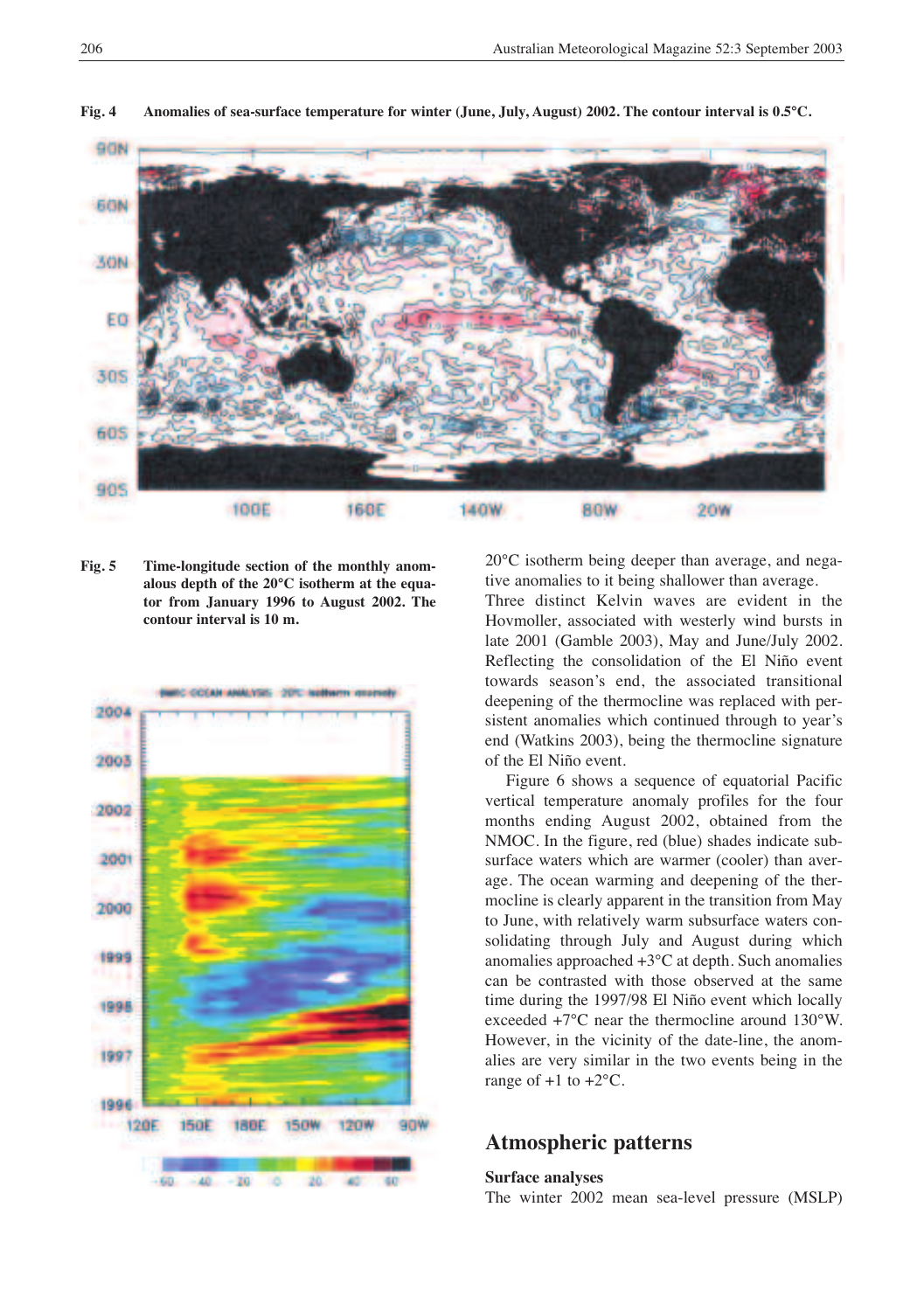**Fig. 4 Anomalies of sea-surface temperature for winter (June, July, August) 2002. The contour interval is 0.5°C.**

**Fig. 5 Time-longitude section of the monthly anomalous depth of the 20°C isotherm at the equator from January 1996 to August 2002. The contour interval is 10 m.**

20°C isotherm being deeper than average, and negative anomalies to it being shallower than average. Three distinct Kelvin waves are evident in the Hovmoller, associated with westerly wind bursts in late 2001 (Gamble 2003), May and June/July 2002. Reflecting the consolidation of the El Niño event towards season's end, the associated transitional deepening of the thermocline was replaced with persistent anomalies which continued through to year's end (Watkins 2003), being the thermocline signature of the El Niño event.

Figure 6 shows a sequence of equatorial Pacific vertical temperature anomaly profiles for the four months ending August 2002, obtained from the NMOC. In the figure, red (blue) shades indicate subsurface waters which are warmer (cooler) than average. The ocean warming and deepening of the thermocline is clearly apparent in the transition from May to June, with relatively warm subsurface waters consolidating through July and August during which anomalies approached +3°C at depth. Such anomalies can be contrasted with those observed at the same time during the 1997/98 El Niño event which locally exceeded +7°C near the thermocline around 130°W. However, in the vicinity of the date-line, the anomalies are very similar in the two events being in the range of +1 to +2°C.

## Atmospheric patterns

### Surface analyses

The winter 2002 mean sea-level pressure (MSLP)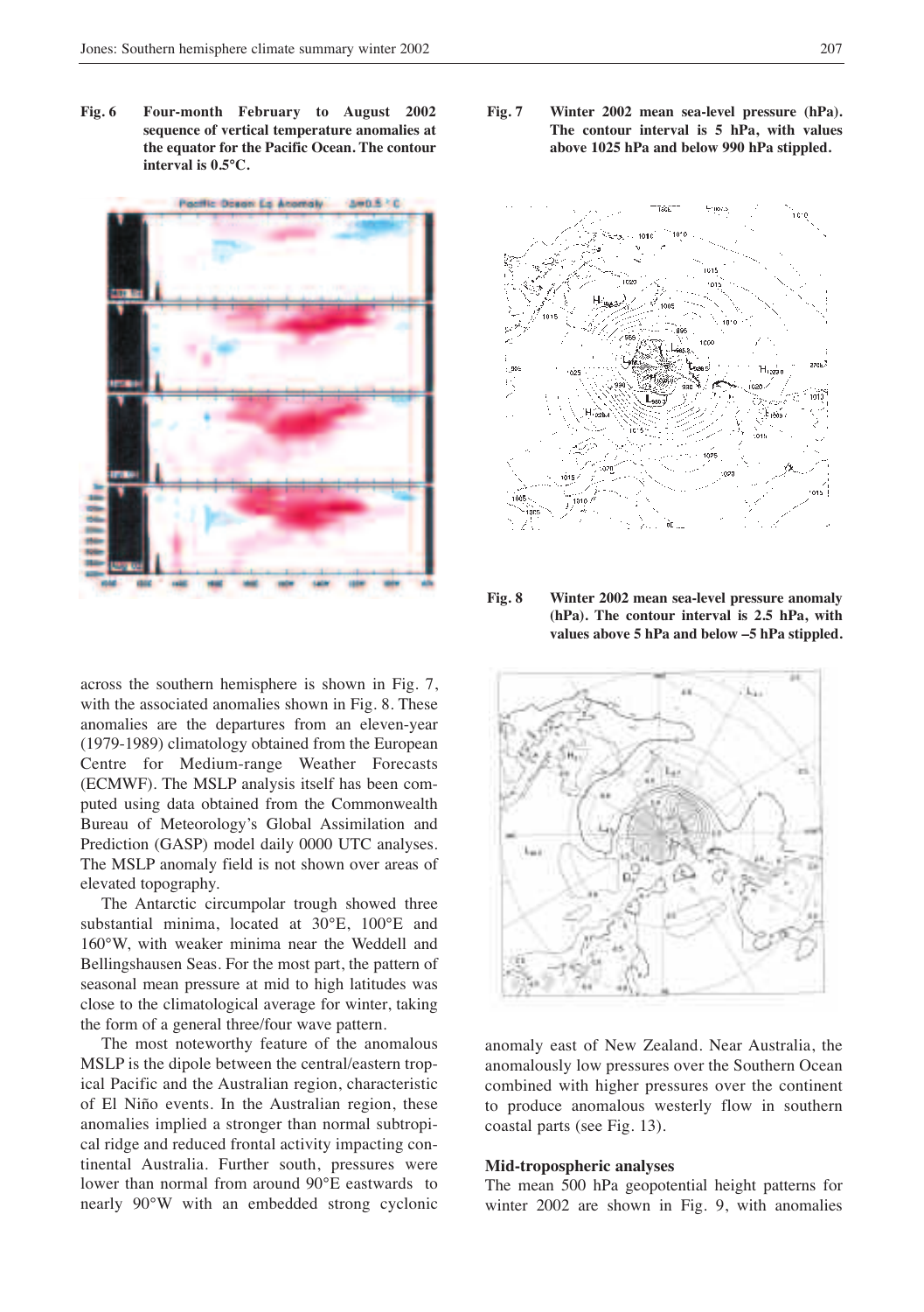**Fig. 6** Four-month February to August 2002 sequence of vertical temperature anomalies at the equator for the Pacific Ocean. The contour interval is 0.5°C.

**Fig. 7** Winter 2002 mean sea-level pressure (hPa). The contour interval is 5 hPa, with values above 1025 hPa and below 990 hPa stippled.

**Fig. 8** Winter 2002 mean sea-level pressure anomaly (hPa). The contour interval is 2.5 hPa, with values above 5 hPa and below –5 hPa stippled.

across the southern hemisphere is shown in Fig. 7, with the associated anomalies shown in Fig. 8. These anomalies are the departures from an eleven-year (1979-1989) climatology obtained from the European Centre for Medium-range Weather Forecasts (ECMWF). The MSLP analysis itself has computed using data obtained from the Commonwealth Bureau of Meteorology's Global Assimilation and Prediction (GASP) model daily 0000 UTC analyses. The MSLP anomaly field is not shown over areas of elevated topography.

The Antarctic circumpolar trough showed three substantial minima, located at 30°E, 100°E and 160°W, with weaker minima near the Weddell and Bellingshausen Seas. For the most part, the pattern of seasonal mean pressure at mid to high latitudes was close to the climatological average for winter, taking the form of a general three/four wave pattern.

The most noteworthy feature of the anomalous MSLP is the dipole between the central/eastern tropical Pacific and the Australian region, characteristic of El Niño events. In the Australian region, these anomalies implied a stronger than normal subtropical ridge and reduced frontal activity impacting continental Australia. Further south, pressures were lower than normal from around 90°E eastwards to nearly 90°W with an embedded strong cyclonic anomaly east of New Zealand. Near Australia, the anomalously low pressures over the Southern Ocean combined with higher pressures over the continent to produce anomalous westerly flow in southern coastal parts (see Fig. 13).

### Mid-tropospheric analyses

The mean 500 hPa geopotential height patterns for winter 2002 are shown in Fig. 9, with anomalies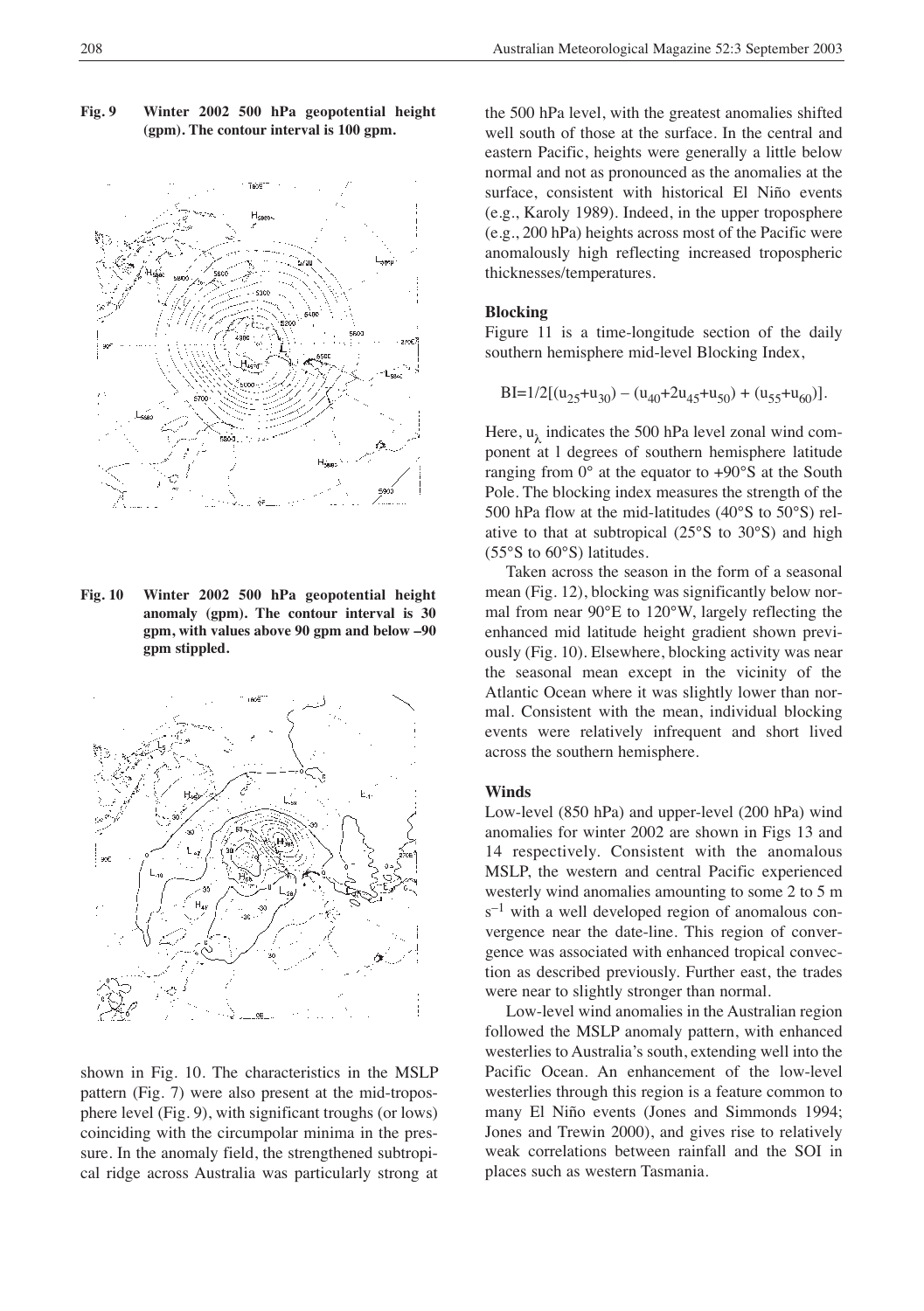**Fig. 9 Winter 2002 500 hPa geopotential height (gpm). The contour interval is 100 gpm.**

**Fig. 10 Winter 2002 500 hPa geopotential height anomaly (gpm). The contour interval is 30 gpm, with values above 90 gpm and below –90 gpm stippled.**

shown in Fig. 10. The characteristics in the MSLP pattern (Fig. 7) were also present at the mid-troposphere level (Fig. 9), with significant troughs (or lows) coinciding with the circumpolar minima in the pressure. In the anomaly field, the strengthened subtropical ridge across Australia was particularly strong at the 500 hPa level, with the greatest anomalies shifted well south of those at the surface. In the central and eastern Pacific, heights were generally a little below normal and not as pronounced as the anomalies at the surface, consistent with historical El Niño events (e.g., Karoly 1989). Indeed, in the upper troposphere (e.g., 200 hPa) heights across most of the Pacific were anomalously high reflecting increased tropospheric thicknesses/temperatures.

### Blocking

Figure 11 is a time-longitude section of the daily southern hemisphere mid-level Blocking Index,

$$BI=1/2[(u_{25}+u_{30}) - (u_{40}+2u_{45}+u_{50}) + (u_{55}+u_{60})].$$

Here, $u_\lambda$ indicates the 500 hPa level zonal wind component at l degrees of southern hemisphere latitude ranging from 0° at the equator to +90°S at the South Pole. The blocking index measures the strength of the 500 hPa flow at the mid-latitudes (40°S to 50°S) relative to that at subtropical (25°S to 30°S) and high (55°S to 60°S) latitudes.

Taken across the season in the form of a seasonal mean (Fig. 12), blocking was significantly below normal from near 90°E to 120°W, largely reflecting the enhanced mid latitude height gradient shown previously (Fig. 10). Elsewhere, blocking activity was near the seasonal mean except in the vicinity of the Atlantic Ocean where it was slightly lower than normal. Consistent with the mean, individual blocking events were relatively infrequent and short lived across the southern hemisphere.

### Winds

Low-level (850 hPa) and upper-level (200 hPa) wind anomalies for winter 2002 are shown in Figs 13 and 14 respectively. Consistent with the anomalous MSLP, the western and central Pacific experienced westerly wind anomalies amounting to some 2 to 5 m $s^{-1}$ with a well developed region of anomalous convergence near the date-line. This region of convergence was associated with enhanced tropical convection as described previously. Further east, the trades were near to slightly stronger than normal.

Low-level wind anomalies in the Australian region followed the MSLP anomaly pattern, with enhanced westerlies to Australia's south, extending well into the Pacific Ocean. An enhancement of the low-level westerlies through this region is a feature common to many El Niño events (Jones and Simmonds 1994; Jones and Trewin 2000), and gives rise to relatively weak correlations between rainfall and the SOI in places such as western Tasmania.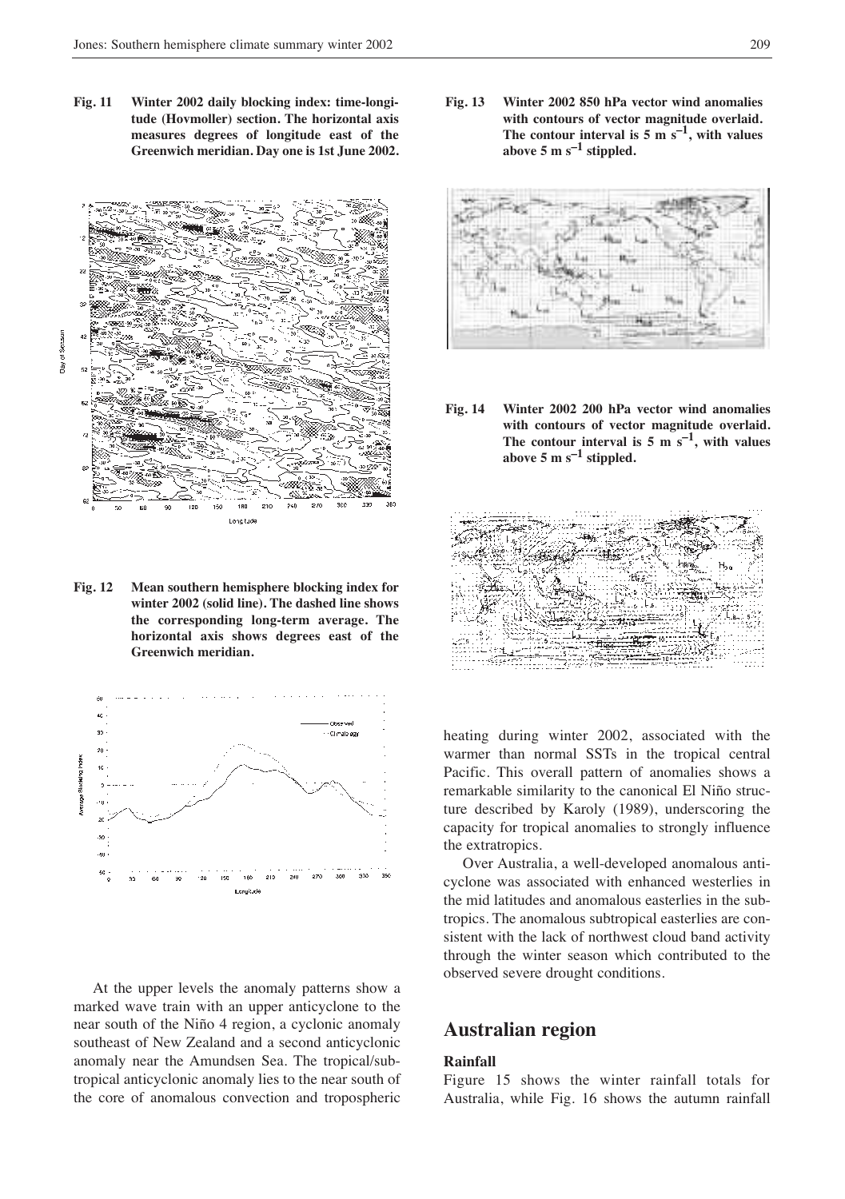**Fig. 11 Winter 2002 daily blocking index: time-longitude (Hovmoller) section. The horizontal axis measures degrees of longitude east of the Greenwich meridian. Day one is 1st June 2002.**

**Fig. 12 Mean southern hemisphere blocking index for winter 2002 (solid line). The dashed line shows the corresponding long-term average. The horizontal axis shows degrees east of the Greenwich meridian.**

**Fig. 13 Winter 2002 850 hPa vector wind anomalies with contours of vector magnitude overlaid. The contour interval is 5 m s$^{-1}$, with values above 5 m s$^{-1}$ stippled.**

**Fig. 14 Winter 2002 200 hPa vector wind anomalies with contours of vector magnitude overlaid. The contour interval is 5 m s$^{-1}$, with values above 5 m s$^{-1}$ stippled.**

At the upper levels the anomaly patterns show a marked wave train with an upper anticyclone to the near south of the Niño 4 region, a cyclonic anomaly southeast of New Zealand and a second anticyclonic anomaly near the Amundsen Sea. The tropical/subtropical anticyclonic anomaly lies to the near south of the core of anomalous convection and tropospheric heating during winter 2002, associated with the warmer than normal SSTs in the tropical central Pacific. This overall pattern of anomalies shows a remarkable similarity to the canonical El Niño structure described by Karoly (1989), underscoring the capacity for tropical anomalies to strongly influence the extratropics.

Over Australia, a well-developed anomalous anticyclone was associated with enhanced westerlies in the mid latitudes and anomalous easterlies in the subtropics. The anomalous subtropical easterlies are consistent with the lack of northwest cloud band activity through the winter season which contributed to the observed severe drought conditions.

## Australian region

### Rainfall

Figure 15 shows the winter rainfall totals for Australia, while Fig. 16 shows the autumn rainfall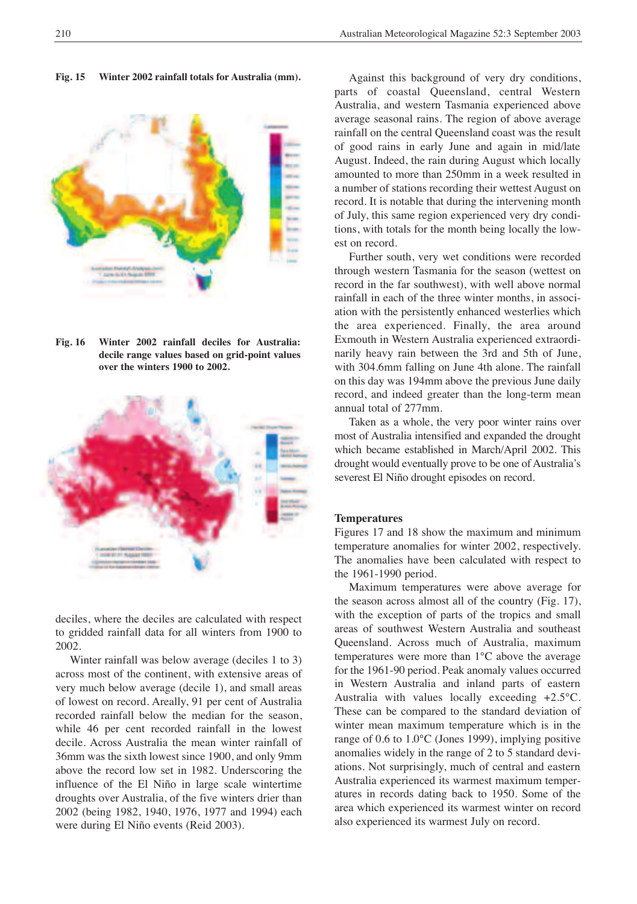**Fig. 15 Winter 2002 rainfall totals for Australia (mm).**

**Fig. 16 Winter 2002 rainfall deciles for Australia: decile range values based on grid-point values over the winters 1900 to 2002.**

deciles, where the deciles are calculated with respect to gridded rainfall data for all winters from 1900 to 2002.

Winter rainfall was below average (deciles 1 to 3) across most of the continent, with extensive areas of very much below average (decile 1), and small areas of lowest on record. Areally, 91 per cent of Australia recorded rainfall below the median for the season, while 46 per cent recorded rainfall in the lowest decile. Across Australia the mean winter rainfall of 36mm was the sixth lowest since 1900, and only 9mm above the record low set in 1982. Underscoring the influence of the El Niño in large scale wintertime droughts over Australia, of the five winters drier than 2002 (being 1982, 1940, 1976, 1977 and 1994) each were during El Niño events (Reid 2003).

Against this background of very dry conditions, parts of coastal Queensland, central Western Australia, and western Tasmania experienced above average seasonal rains. The region of above average rainfall on the central Queensland coast was the result of good rains in early June and again in mid/late August. Indeed, the rain during August which locally amounted to more than 250mm in a week resulted in a number of stations recording their wettest August on record. It is notable that during the intervening month of July, this same region experienced very dry conditions, with totals for the month being locally the lowest on record.

Further south, very wet conditions were recorded through western Tasmania for the season (wettest on record in the far southwest), with well above normal rainfall in each of the three winter months, in association with the persistently enhanced westerlies which the area experienced. Finally, the area around Exmouth in Western Australia experienced extraordinarily heavy rain between the 3rd and 5th of June, with 304.6mm falling on June 4th alone. The rainfall on this day was 194mm above the previous June daily record, and indeed greater than the long-term mean annual total of 277mm.

Taken as a whole, the very poor winter rains over most of Australia intensified and expanded the drought which became established in March/April 2002. This drought would eventually prove to be one of Australia's severest El Niño drought episodes on record.

## Temperatures

Figures 17 and 18 show the maximum and minimum temperature anomalies for winter 2002, respectively. The anomalies have been calculated with respect to the 1961-1990 period.

Maximum temperatures were above average for the season across almost all of the country (Fig. 17), with the exception of parts of the tropics and small areas of southwest Western Australia and southeast Queensland. Across much of Australia, maximum temperatures were more than 1°C above the average for the 1961-90 period. Peak anomaly values occurred in Western Australia and inland parts of eastern Australia with values locally exceeding +2.5°C. These can be compared to the standard deviation of winter mean maximum temperature which is in the range of 0.6 to 1.0°C (Jones 1999), implying positive anomalies widely in the range of 2 to 5 standard deviations. Not surprisingly, much of central and eastern Australia experienced its warmest maximum temperatures in records dating back to 1950. Some of the area which experienced its warmest winter on record also experienced its warmest July on record.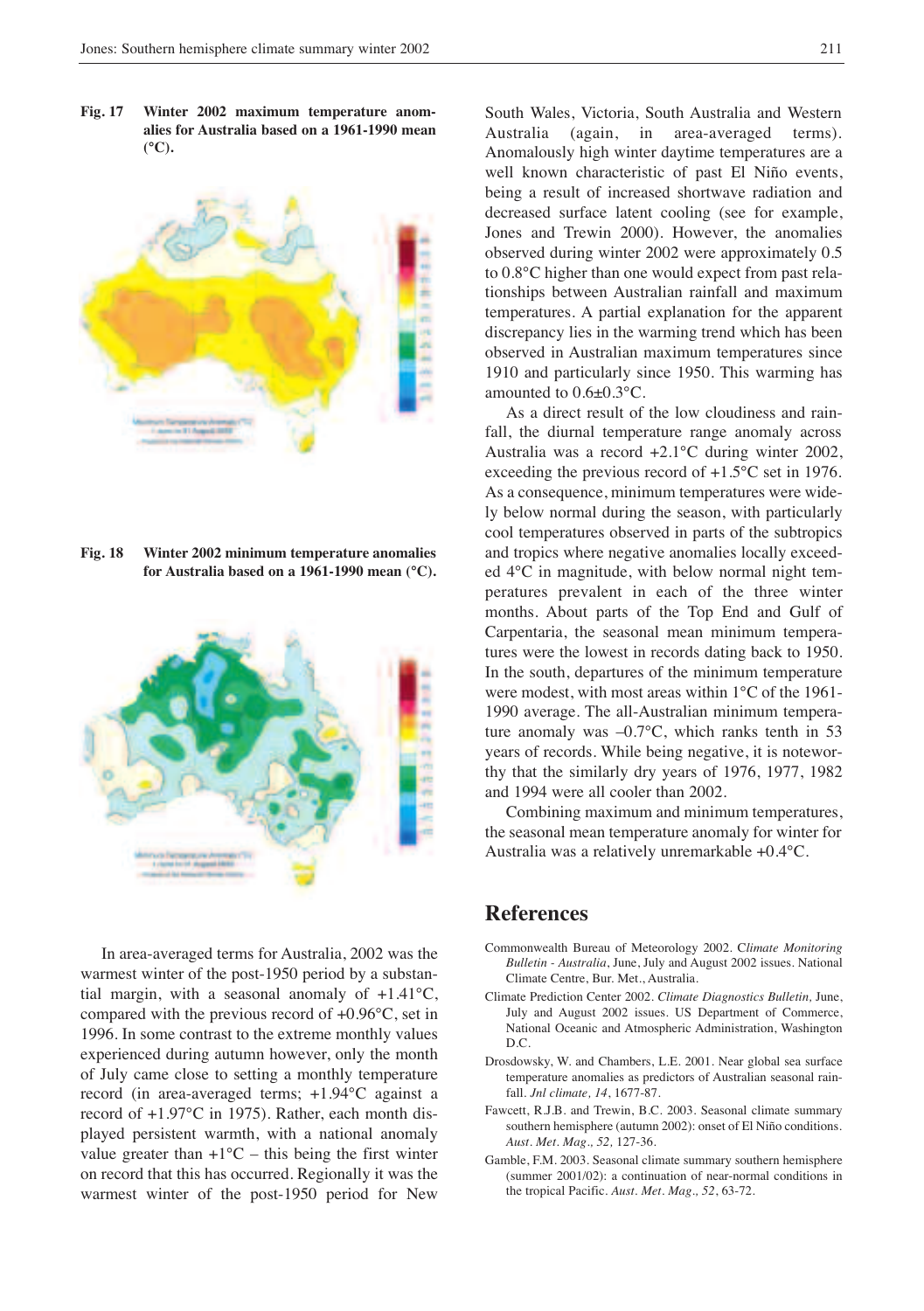**Fig. 17 Winter 2002 maximum temperature anomalies for Australia based on a 1961-1990 mean (°C).**

**Fig. 18 Winter 2002 minimum temperature anomalies for Australia based on a 1961-1990 mean (°C).**

In area-averaged terms for Australia, 2002 was the warmest winter of the post-1950 period by a substantial margin, with a seasonal anomaly of +1.41°C, compared with the previous record of +0.96°C, set in 1996. In some contrast to the extreme monthly values experienced during autumn however, only the month of July came close to setting a monthly temperature record (in area-averaged terms; +1.94°C against a record of +1.97°C in 1975). Rather, each month displayed persistent warmth, with a national anomaly value greater than +1°C – this being the first winter on record that this has occurred. Regionally it was the warmest winter of the post-1950 period for New South Wales, Victoria, South Australia and Western Australia (again, in area-averaged terms). Anomalously high winter daytime temperatures are a well known characteristic of past El Niño events, being a result of increased shortwave radiation and decreased surface latent cooling (see for example, Jones and Trewin 2000). However, the anomalies observed during winter 2002 were approximately 0.5 to 0.8°C higher than one would expect from past relationships between Australian rainfall and maximum temperatures. A partial explanation for the apparent discrepancy lies in the warming trend which has been observed in Australian maximum temperatures since 1910 and particularly since 1950. This warming has amounted to 0.6±0.3°C.

As a direct result of the low cloudiness and rainfall, the diurnal temperature range anomaly across Australia was a record +2.1°C during winter 2002, exceeding the previous record of +1.5°C set in 1976. As a consequence, minimum temperatures were widely below normal during the season, with particularly cool temperatures observed in parts of the subtropics and tropics where negative anomalies locally exceeded 4°C in magnitude, with below normal night temperatures prevalent in each of the three winter months. About parts of the Top End and Gulf of Carpentaria, the seasonal mean minimum temperatures were the lowest in records dating back to 1950. In the south, departures of the minimum temperature were modest, with most areas within 1°C of the 1961-1990 average. The all-Australian minimum temperature anomaly was –0.7°C, which ranks tenth in 53 years of records. While being negative, it is noteworthy that the similarly dry years of 1976, 1977, 1982 and 1994 were all cooler than 2002.

Combining maximum and minimum temperatures, the seasonal mean temperature anomaly for winter for Australia was a relatively unremarkable +0.4°C.

## References

Commonwealth Bureau of Meteorology 2002. *Climate Monitoring Bulletin - Australia*, June, July and August 2002 issues. National Climate Centre, Bur. Met., Australia.

Climate Prediction Center 2002. *Climate Diagnostics Bulletin,* June, July and August 2002 issues. US Department of Commerce, National Oceanic and Atmospheric Administration, Washington D.C.

Drosdowsky, W. and Chambers, L.E. 2001. Near global sea surface temperature anomalies as predictors of Australian seasonal rainfall. *Jnl climate, 14*, 1677-87.

Fawcett, R.J.B. and Trewin, B.C. 2003. Seasonal climate summary southern hemisphere (autumn 2002): onset of El Niño conditions. *Aust. Met. Mag., 52,* 127-36.

Gamble, F.M. 2003. Seasonal climate summary southern hemisphere (summer 2001/02): a continuation of near-normal conditions in the tropical Pacific. *Aust. Met. Mag., 52*, 63-72.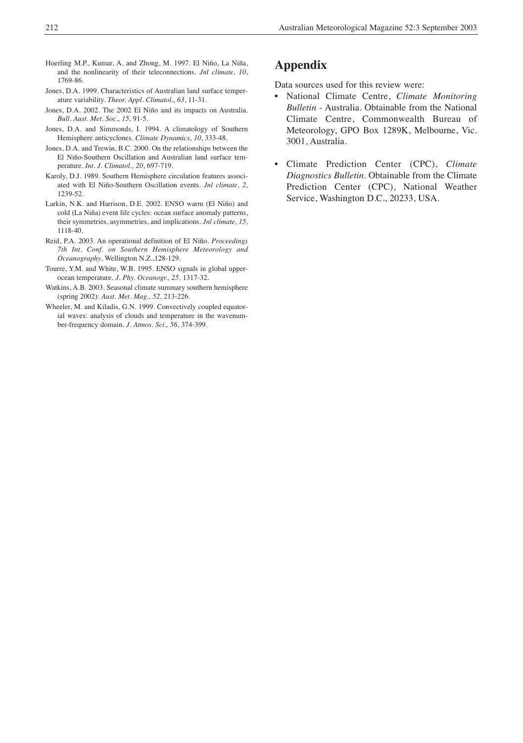Hoerling M.P., Kumar, A. and Zhong, M. 1997. El Niño, La Niña, and the nonlinearity of their teleconnections. *Jnl climate, 10*, 1769-86.

Jones, D.A. 1999. Characteristics of Australian land surface temperature variability. *Theor. Appl. Climatol., 63*, 11-31.

Jones, D.A. 2002. The 2002 El Niño and its impacts on Australia. *Bull. Aust. Met. Soc., 15*, 91-5.

Jones, D.A. and Simmonds, I. 1994. A climatology of Southern Hemisphere anticyclones. *Climate Dynamics, 10*, 333-48.

Jones, D.A. and Trewin, B.C. 2000. On the relationships between the El Niño-Southern Oscillation and Australian land surface temperature. *Int. J. Climatol., 20*, 697-719.

Karoly, D.J. 1989. Southern Hemisphere circulation features associated with El Niño-Southern Oscillation events. *Jnl climate, 2,* 1239-52.

Larkin, N.K. and Harrison, D.E. 2002. ENSO warm (El Niño) and cold (La Niña) event life cycles: ocean surface anomaly patterns, their symmetries, asymmetries, and implications. *Jnl climate, 15,* 1118-40.

Reid, P.A. 2003. An operational definition of El Niño. *Proceedings 7th Int. Conf. on Southern Hemisphere Meteorology and Oceanography*, Wellington N.Z.,128-129.

Tourre, Y.M. and White, W.B. 1995. ENSO signals in global upper-ocean temperature. *J. Phy. Oceanogr., 25,* 1317-32.

Watkins, A.B. 2003. Seasonal climate summary southern hemisphere (spring 2002): *Aust. Met. Mag., 52*, 213-226.

Wheeler, M. and Kiladis, G.N. 1999. Convectively coupled equatorial waves: analysis of clouds and temperature in the wavenumber-frequency domain. *J. Atmos. Sci., 56*, 374-399.

# Appendix

Data sources used for this review were:

- National Climate Centre, *Climate Monitoring Bulletin* - Australia. Obtainable from the National Climate Centre, Commonwealth Bureau of Meteorology, GPO Box 1289K, Melbourne, Vic. 3001, Australia.
- Climate Prediction Center (CPC), *Climate Diagnostics Bulletin*. Obtainable from the Climate Prediction Center (CPC), National Weather Service, Washington D.C., 20233, USA.